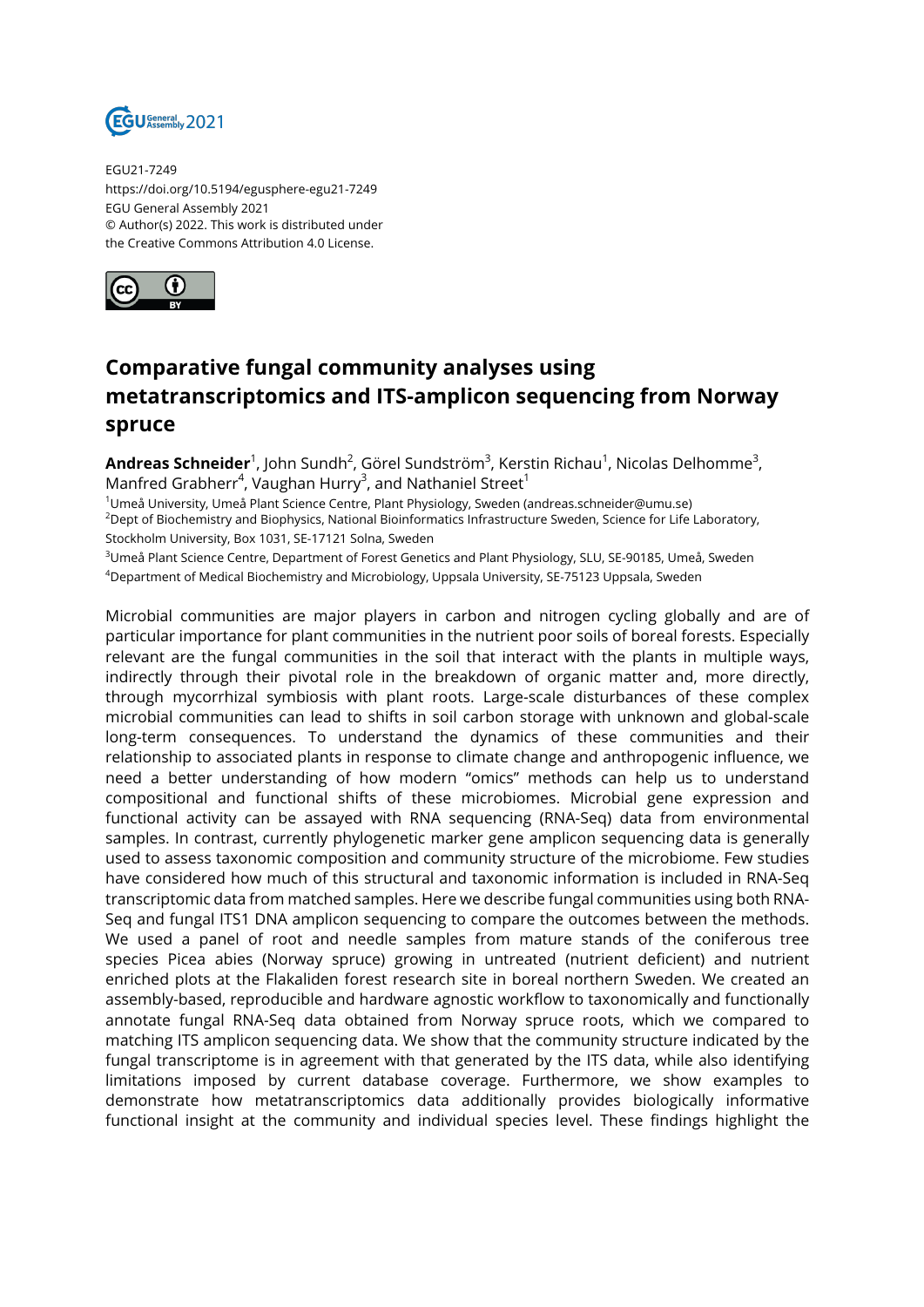EGU21-7249
https://doi.org/10.5194/egusphere-egu21-7249
EGU General Assembly 2021
© Author(s) 2022. This work is distributed under
the Creative Commons Attribution 4.0 License.

# Comparative fungal community analyses using metatranscriptomics and ITS-amplicon sequencing from Norway spruce

**Andreas Schneider**[1], John Sundh[2], Görel Sundström[3], Kerstin Richau[1], Nicolas Delhomme[3], Manfred Grabherr[4], Vaughan Hurry[3], and Nathaniel Street[1]

[1]Umeå University, Umeå Plant Science Centre, Plant Physiology, Sweden (andreas.schneider@umu.se)
[2]Dept of Biochemistry and Biophysics, National Bioinformatics Infrastructure Sweden, Science for Life Laboratory, Stockholm University, Box 1031, SE-17121 Solna, Sweden
[3]Umeå Plant Science Centre, Department of Forest Genetics and Plant Physiology, SLU, SE-90185, Umeå, Sweden
[4]Department of Medical Biochemistry and Microbiology, Uppsala University, SE-75123 Uppsala, Sweden

Microbial communities are major players in carbon and nitrogen cycling globally and are of particular importance for plant communities in the nutrient poor soils of boreal forests. Especially relevant are the fungal communities in the soil that interact with the plants in multiple ways, indirectly through their pivotal role in the breakdown of organic matter and, more directly, through mycorrhizal symbiosis with plant roots. Large-scale disturbances of these complex microbial communities can lead to shifts in soil carbon storage with unknown and global-scale long-term consequences. To understand the dynamics of these communities and their relationship to associated plants in response to climate change and anthropogenic influence, we need a better understanding of how modern "omics" methods can help us to understand compositional and functional shifts of these microbiomes. Microbial gene expression and functional activity can be assayed with RNA sequencing (RNA-Seq) data from environmental samples. In contrast, currently phylogenetic marker gene amplicon sequencing data is generally used to assess taxonomic composition and community structure of the microbiome. Few studies have considered how much of this structural and taxonomic information is included in RNA-Seq transcriptomic data from matched samples. Here we describe fungal communities using both RNA-Seq and fungal ITS1 DNA amplicon sequencing to compare the outcomes between the methods. We used a panel of root and needle samples from mature stands of the coniferous tree species Picea abies (Norway spruce) growing in untreated (nutrient deficient) and nutrient enriched plots at the Flakaliden forest research site in boreal northern Sweden. We created an assembly-based, reproducible and hardware agnostic workflow to taxonomically and functionally annotate fungal RNA-Seq data obtained from Norway spruce roots, which we compared to matching ITS amplicon sequencing data. We show that the community structure indicated by the fungal transcriptome is in agreement with that generated by the ITS data, while also identifying limitations imposed by current database coverage. Furthermore, we show examples to demonstrate how metatranscriptomics data additionally provides biologically informative functional insight at the community and individual species level. These findings highlight the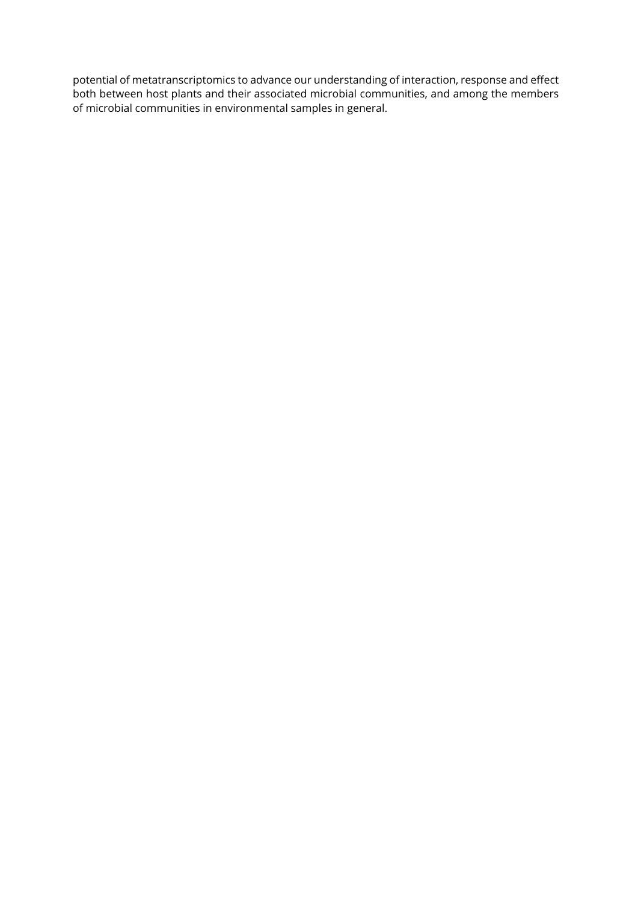potential of metatranscriptomics to advance our understanding of interaction, response and effect both between host plants and their associated microbial communities, and among the members of microbial communities in environmental samples in general.